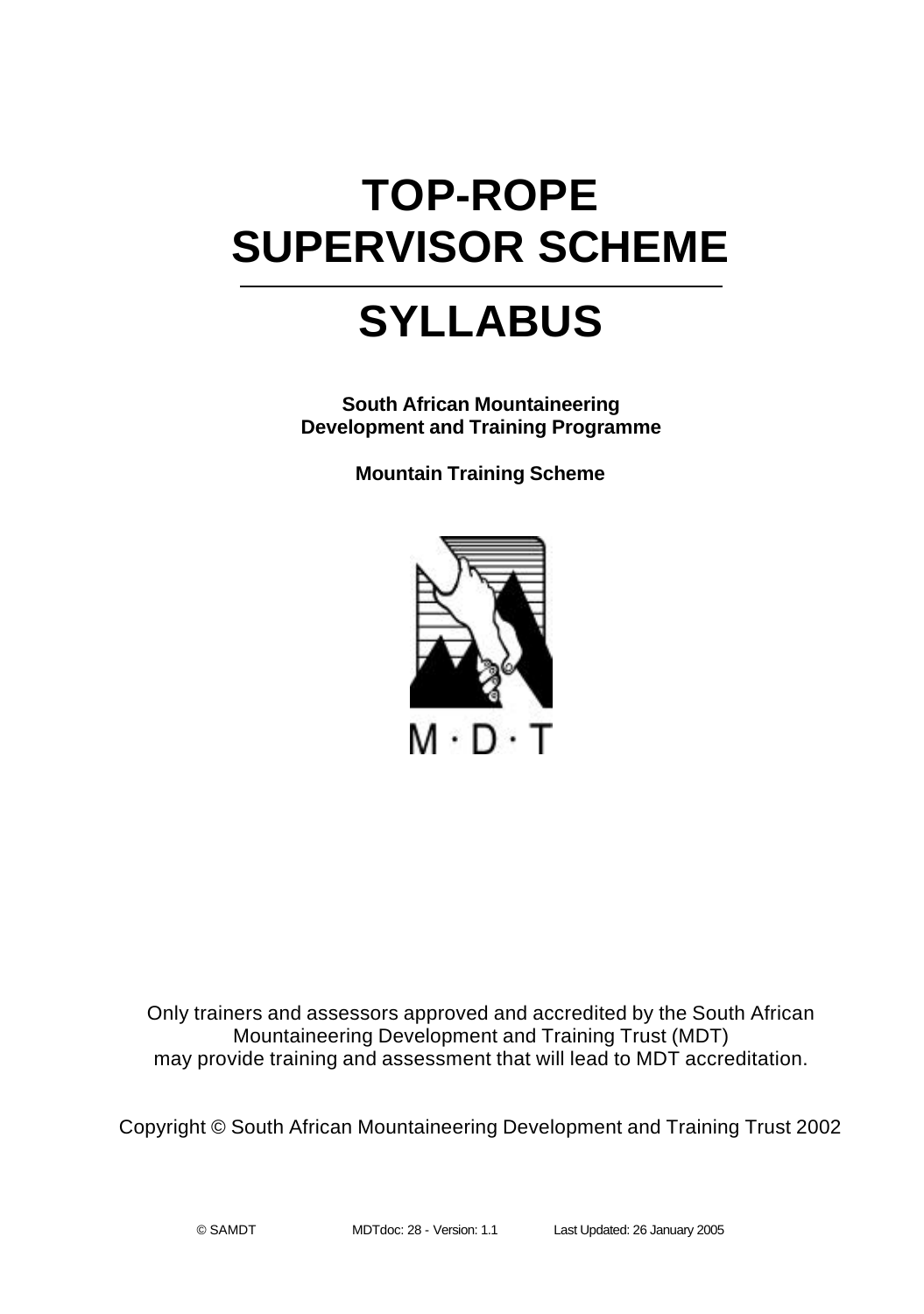# TOP-ROPE SUPERVISOR SCHEME

---

# SYLLABUS

**South African Mountaineering Development and Training Programme**

**Mountain Training Scheme**

M · D · T

Only trainers and assessors approved and accredited by the South African Mountaineering Development and Training Trust (MDT) may provide training and assessment that will lead to MDT accreditation.

Copyright © South African Mountaineering Development and Training Trust 2002

© SAMDT MDTdoc: 28 - Version: 1.1 Last Updated: 26 January 2005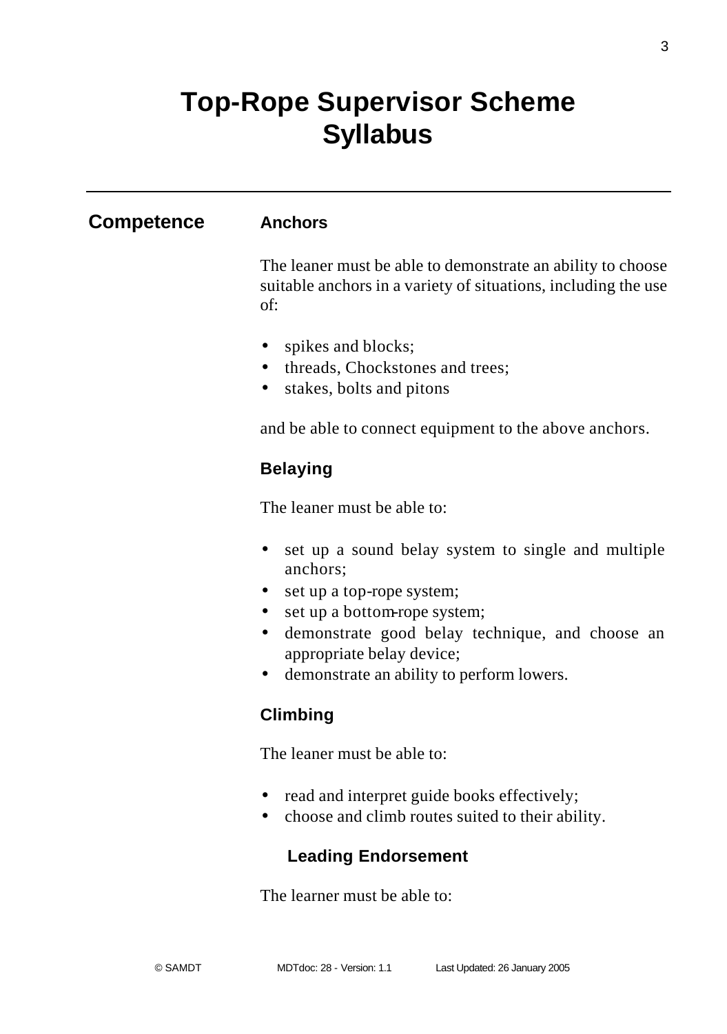# Top-Rope Supervisor Scheme Syllabus

## Competence

### Anchors

The leaner must be able to demonstrate an ability to choose suitable anchors in a variety of situations, including the use of:

- spikes and blocks;
- threads, Chockstones and trees;
- stakes, bolts and pitons

and be able to connect equipment to the above anchors.

### Belaying

The leaner must be able to:

- set up a sound belay system to single and multiple anchors;
- set up a top-rope system;
- set up a bottom-rope system;
- demonstrate good belay technique, and choose an appropriate belay device;
- demonstrate an ability to perform lowers.

### Climbing

The leaner must be able to:

- read and interpret guide books effectively;
- choose and climb routes suited to their ability.

### Leading Endorsement

The learner must be able to: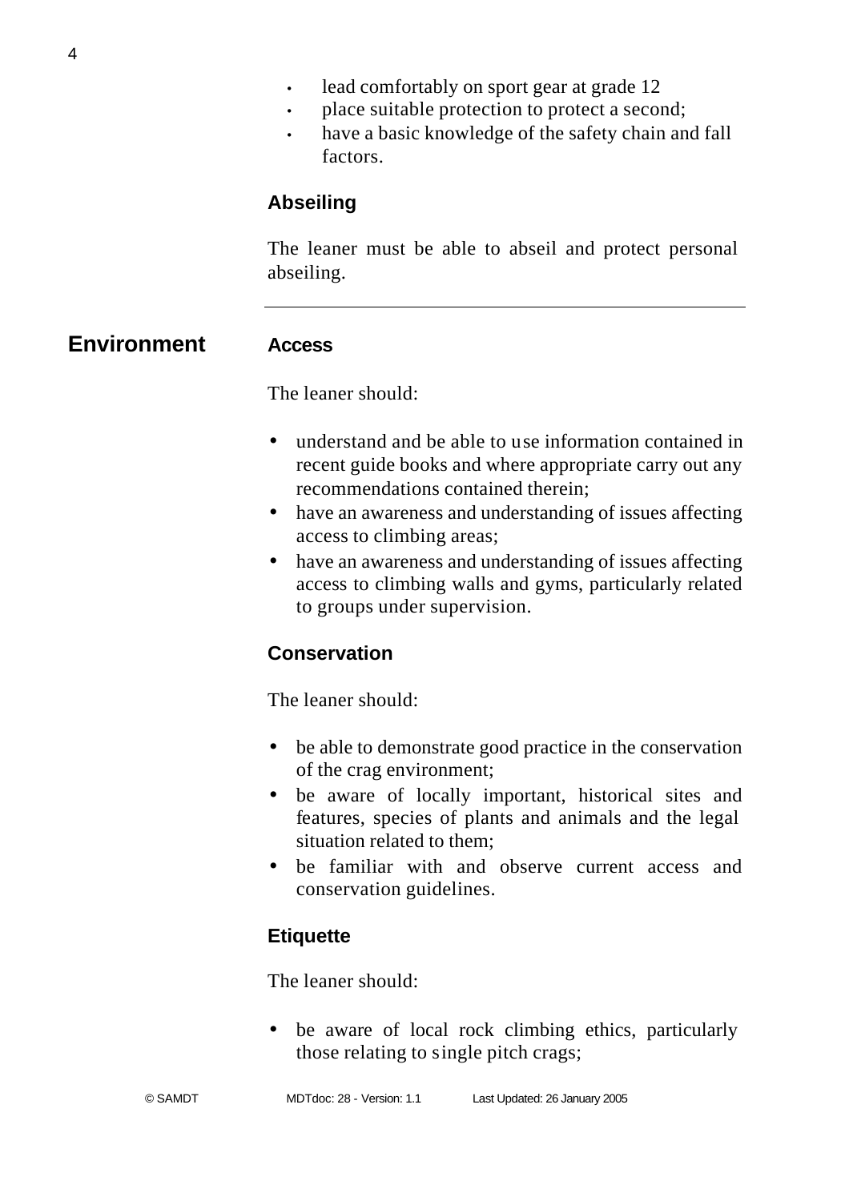- lead comfortably on sport gear at grade 12
- place suitable protection to protect a second;
- have a basic knowledge of the safety chain and fall factors.

### Abseiling

The leaner must be able to abseil and protect personal abseiling.

---

## Environment

### Access

The leaner should:

- understand and be able to use information contained in recent guide books and where appropriate carry out any recommendations contained therein;
- have an awareness and understanding of issues affecting access to climbing areas;
- have an awareness and understanding of issues affecting access to climbing walls and gyms, particularly related to groups under supervision.

### Conservation

The leaner should:

- be able to demonstrate good practice in the conservation of the crag environment;
- be aware of locally important, historical sites and features, species of plants and animals and the legal situation related to them;
- be familiar with and observe current access and conservation guidelines.

### Etiquette

The leaner should:

- be aware of local rock climbing ethics, particularly those relating to single pitch crags;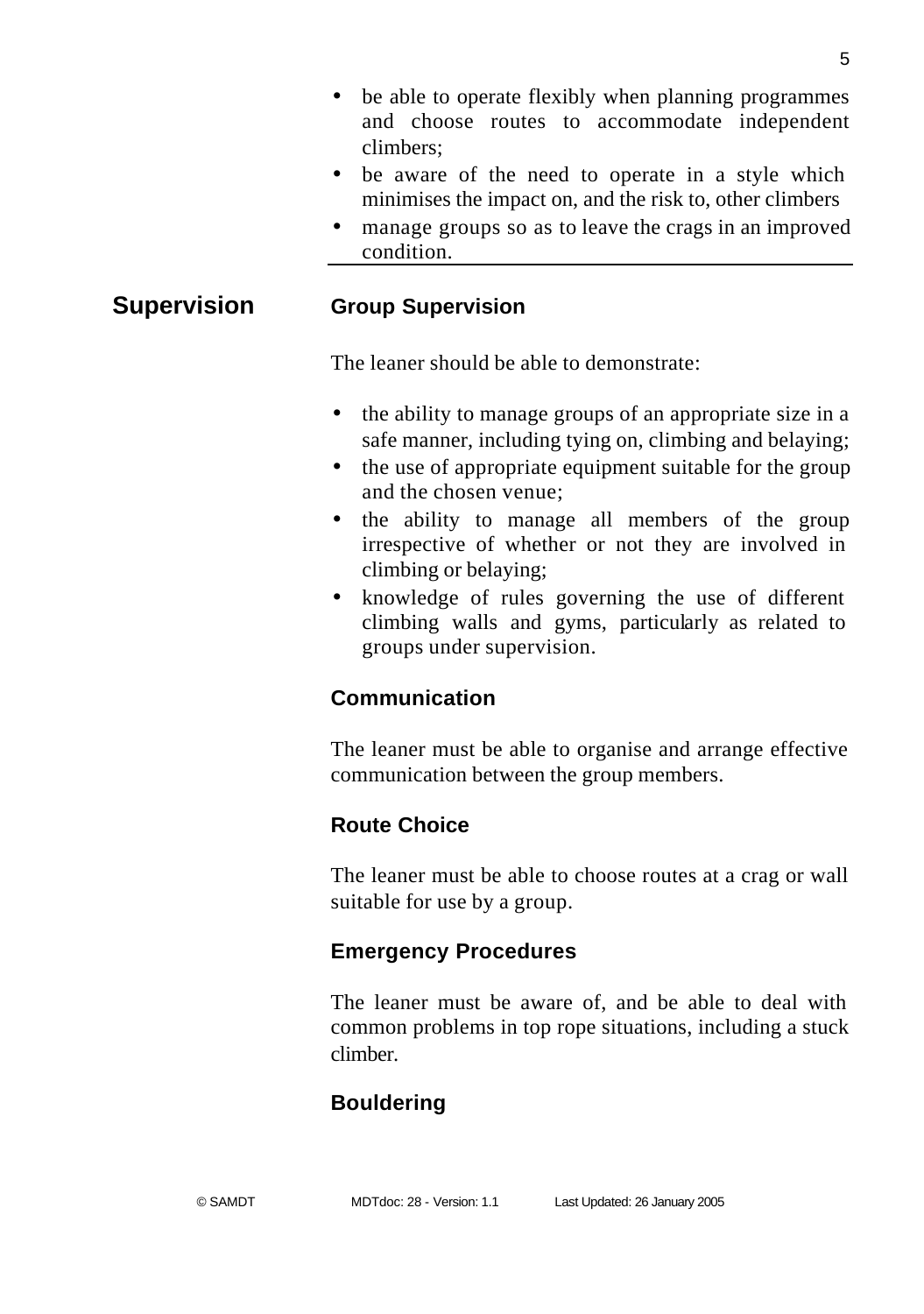- be able to operate flexibly when planning programmes and choose routes to accommodate independent climbers;
- be aware of the need to operate in a style which minimises the impact on, and the risk to, other climbers
- manage groups so as to leave the crags in an improved condition.

## Supervision

### Group Supervision

The leaner should be able to demonstrate:

- the ability to manage groups of an appropriate size in a safe manner, including tying on, climbing and belaying;
- the use of appropriate equipment suitable for the group and the chosen venue;
- the ability to manage all members of the group irrespective of whether or not they are involved in climbing or belaying;
- knowledge of rules governing the use of different climbing walls and gyms, particularly as related to groups under supervision.

### Communication

The leaner must be able to organise and arrange effective communication between the group members.

### Route Choice

The leaner must be able to choose routes at a crag or wall suitable for use by a group.

### Emergency Procedures

The leaner must be aware of, and be able to deal with common problems in top rope situations, including a stuck climber.

### Bouldering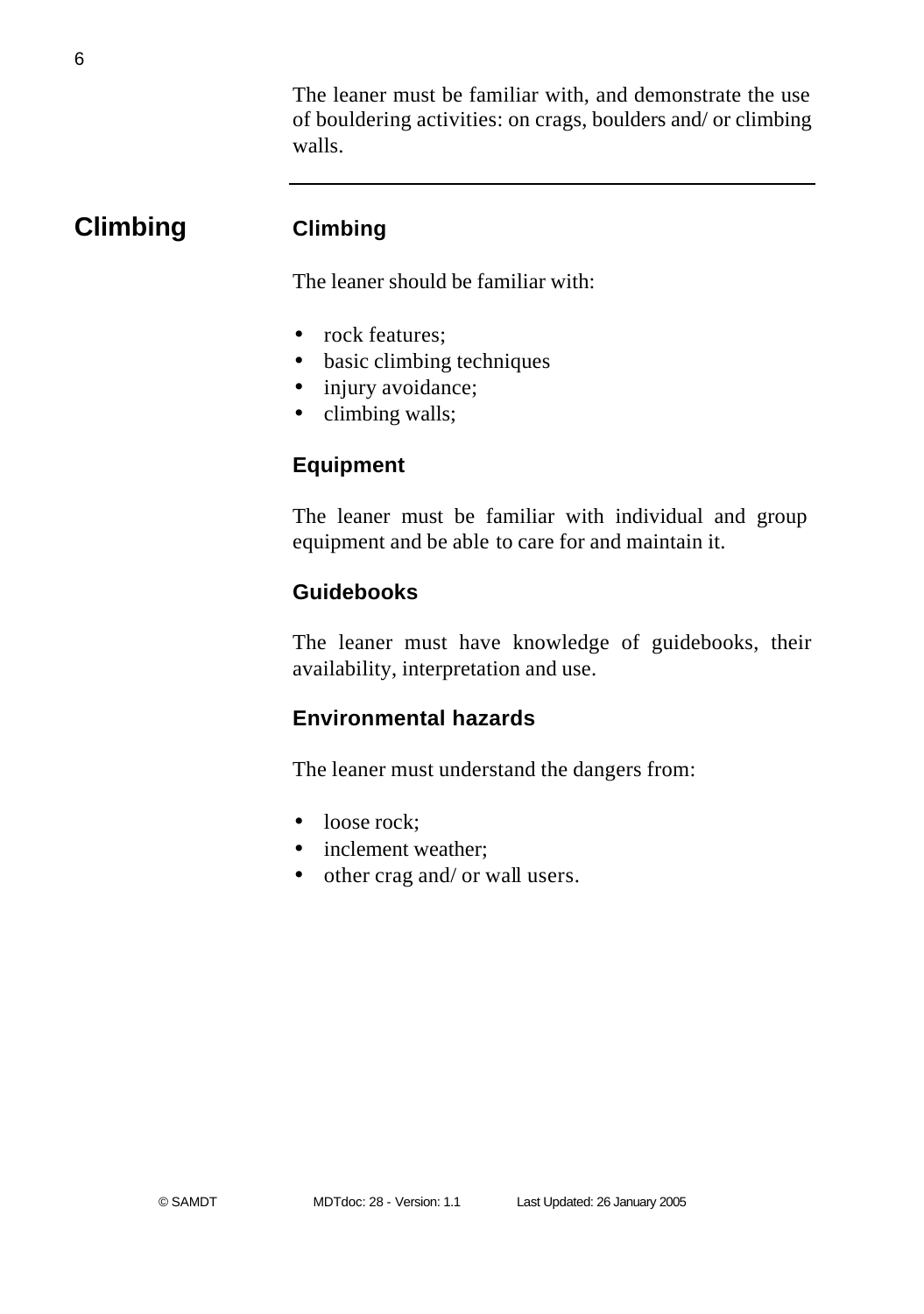The leaner must be familiar with, and demonstrate the use of bouldering activities: on crags, boulders and/ or climbing walls.

---

# Climbing

## Climbing

The leaner should be familiar with:

- rock features;
- basic climbing techniques
- injury avoidance;
- climbing walls;

## Equipment

The leaner must be familiar with individual and group equipment and be able to care for and maintain it.

## Guidebooks

The leaner must have knowledge of guidebooks, their availability, interpretation and use.

## Environmental hazards

The leaner must understand the dangers from:

- loose rock;
- inclement weather;
- other crag and/ or wall users.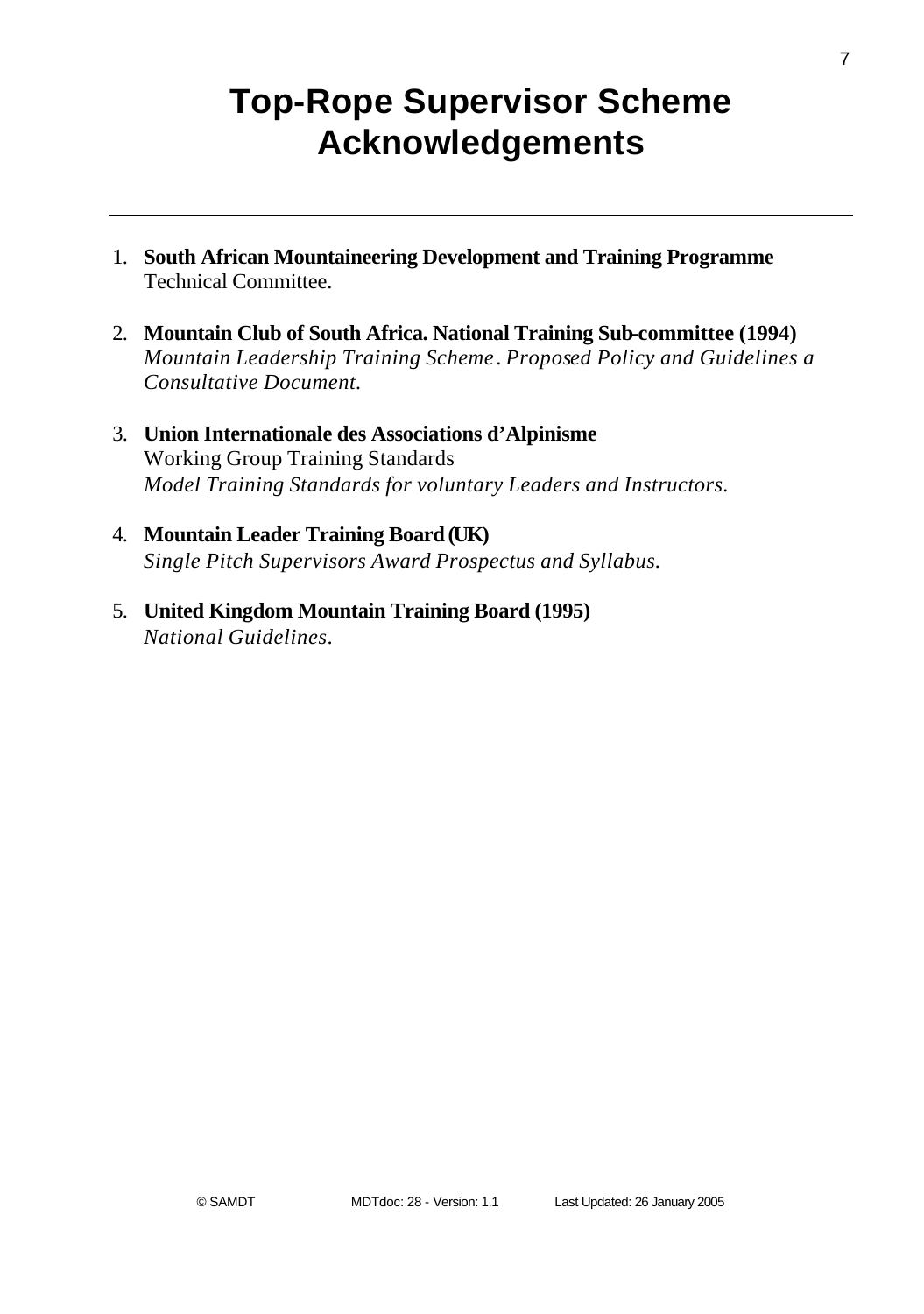# Top-Rope Supervisor Scheme Acknowledgements

---

1. **South African Mountaineering Development and Training Programme**
   Technical Committee.

2. **Mountain Club of South Africa. National Training Sub-committee (1994)**
   *Mountain Leadership Training Scheme. Proposed Policy and Guidelines a Consultative Document.*

3. **Union Internationale des Associations d'Alpinisme**
   Working Group Training Standards
   *Model Training Standards for voluntary Leaders and Instructors.*

4. **Mountain Leader Training Board (UK)**
   *Single Pitch Supervisors Award Prospectus and Syllabus.*

5. **United Kingdom Mountain Training Board (1995)**
   *National Guidelines.*